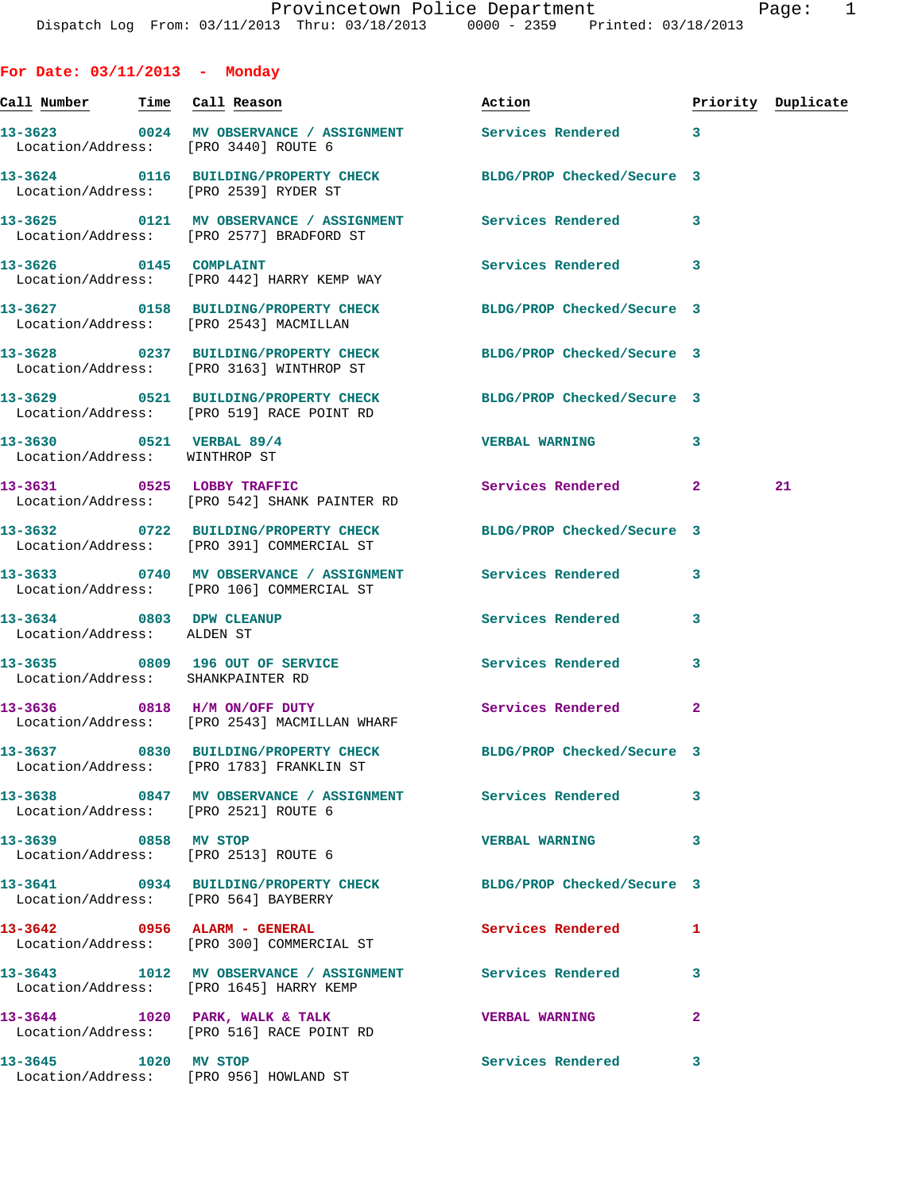Dispatch Log From: 03/11/2013 Thru: 03/18/2013 0000 - 2359 Printed: 03/18/2013

## For Date: 03/11/2013 - Monday

| Call Number | Time | Call Reason | Action | Priority | Duplicate |
|---|---|---|---|---|---|
| 13-3623 | 0024 | MV OBSERVANCE / ASSIGNMENT | Services Rendered | 3 | |
| Location/Address: | | [PRO 3440] ROUTE 6 | | | |
| 13-3624 | 0116 | BUILDING/PROPERTY CHECK | BLDG/PROP Checked/Secure | 3 | |
| Location/Address: | | [PRO 2539] RYDER ST | | | |
| 13-3625 | 0121 | MV OBSERVANCE / ASSIGNMENT | Services Rendered | 3 | |
| Location/Address: | | [PRO 2577] BRADFORD ST | | | |
| 13-3626 | 0145 | COMPLAINT | Services Rendered | 3 | |
| Location/Address: | | [PRO 442] HARRY KEMP WAY | | | |
| 13-3627 | 0158 | BUILDING/PROPERTY CHECK | BLDG/PROP Checked/Secure | 3 | |
| Location/Address: | | [PRO 2543] MACMILLAN | | | |
| 13-3628 | 0237 | BUILDING/PROPERTY CHECK | BLDG/PROP Checked/Secure | 3 | |
| Location/Address: | | [PRO 3163] WINTHROP ST | | | |
| 13-3629 | 0521 | BUILDING/PROPERTY CHECK | BLDG/PROP Checked/Secure | 3 | |
| Location/Address: | | [PRO 519] RACE POINT RD | | | |
| 13-3630 | 0521 | VERBAL 89/4 | VERBAL WARNING | 3 | |
| Location/Address: | | WINTHROP ST | | | |
| 13-3631 | 0525 | LOBBY TRAFFIC | Services Rendered | 2 | 21 |
| Location/Address: | | [PRO 542] SHANK PAINTER RD | | | |
| 13-3632 | 0722 | BUILDING/PROPERTY CHECK | BLDG/PROP Checked/Secure | 3 | |
| Location/Address: | | [PRO 391] COMMERCIAL ST | | | |
| 13-3633 | 0740 | MV OBSERVANCE / ASSIGNMENT | Services Rendered | 3 | |
| Location/Address: | | [PRO 106] COMMERCIAL ST | | | |
| 13-3634 | 0803 | DPW CLEANUP | Services Rendered | 3 | |
| Location/Address: | | ALDEN ST | | | |
| 13-3635 | 0809 | 196 OUT OF SERVICE | Services Rendered | 3 | |
| Location/Address: | | SHANKPAINTER RD | | | |
| 13-3636 | 0818 | H/M ON/OFF DUTY | Services Rendered | 2 | |
| Location/Address: | | [PRO 2543] MACMILLAN WHARF | | | |
| 13-3637 | 0830 | BUILDING/PROPERTY CHECK | BLDG/PROP Checked/Secure | 3 | |
| Location/Address: | | [PRO 1783] FRANKLIN ST | | | |
| 13-3638 | 0847 | MV OBSERVANCE / ASSIGNMENT | Services Rendered | 3 | |
| Location/Address: | | [PRO 2521] ROUTE 6 | | | |
| 13-3639 | 0858 | MV STOP | VERBAL WARNING | 3 | |
| Location/Address: | | [PRO 2513] ROUTE 6 | | | |
| 13-3641 | 0934 | BUILDING/PROPERTY CHECK | BLDG/PROP Checked/Secure | 3 | |
| Location/Address: | | [PRO 564] BAYBERRY | | | |
| 13-3642 | 0956 | ALARM - GENERAL | Services Rendered | 1 | |
| Location/Address: | | [PRO 300] COMMERCIAL ST | | | |
| 13-3643 | 1012 | MV OBSERVANCE / ASSIGNMENT | Services Rendered | 3 | |
| Location/Address: | | [PRO 1645] HARRY KEMP | | | |
| 13-3644 | 1020 | PARK, WALK & TALK | VERBAL WARNING | 2 | |
| Location/Address: | | [PRO 516] RACE POINT RD | | | |
| 13-3645 | 1020 | MV STOP | Services Rendered | 3 | |
| Location/Address: | | [PRO 956] HOWLAND ST | | | |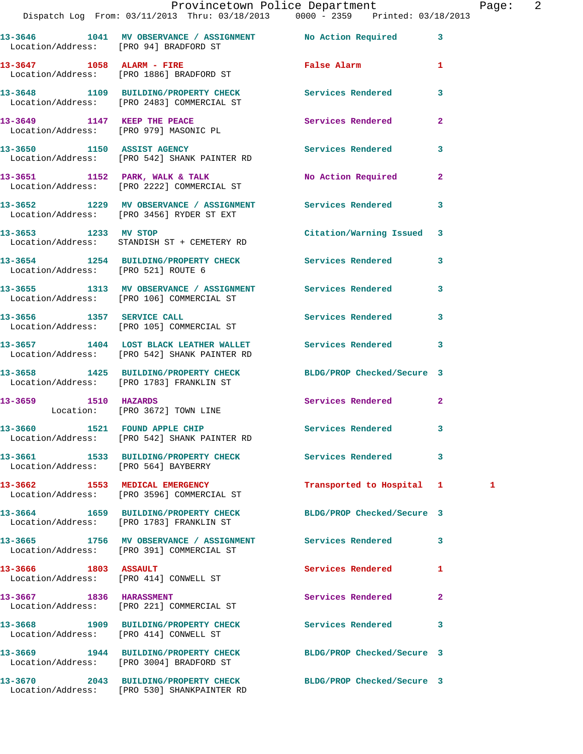| Call No. | Time | Call Reason | Action | Priority | |
|---|---|---|---|---|---|
| 13-3646 | 1041 | MV OBSERVANCE / ASSIGNMENT | No Action Required | 3 | |
| Location/Address: [PRO 94] BRADFORD ST | | | | | |
| 13-3647 | 1058 | ALARM - FIRE | False Alarm | 1 | |
| Location/Address: [PRO 1886] BRADFORD ST | | | | | |
| 13-3648 | 1109 | BUILDING/PROPERTY CHECK | Services Rendered | 3 | |
| Location/Address: [PRO 2483] COMMERCIAL ST | | | | | |
| 13-3649 | 1147 | KEEP THE PEACE | Services Rendered | 2 | |
| Location/Address: [PRO 979] MASONIC PL | | | | | |
| 13-3650 | 1150 | ASSIST AGENCY | Services Rendered | 3 | |
| Location/Address: [PRO 542] SHANK PAINTER RD | | | | | |
| 13-3651 | 1152 | PARK, WALK & TALK | No Action Required | 2 | |
| Location/Address: [PRO 2222] COMMERCIAL ST | | | | | |
| 13-3652 | 1229 | MV OBSERVANCE / ASSIGNMENT | Services Rendered | 3 | |
| Location/Address: [PRO 3456] RYDER ST EXT | | | | | |
| 13-3653 | 1233 | MV STOP | Citation/Warning Issued | 3 | |
| Location/Address: STANDISH ST + CEMETERY RD | | | | | |
| 13-3654 | 1254 | BUILDING/PROPERTY CHECK | Services Rendered | 3 | |
| Location/Address: [PRO 521] ROUTE 6 | | | | | |
| 13-3655 | 1313 | MV OBSERVANCE / ASSIGNMENT | Services Rendered | 3 | |
| Location/Address: [PRO 106] COMMERCIAL ST | | | | | |
| 13-3656 | 1357 | SERVICE CALL | Services Rendered | 3 | |
| Location/Address: [PRO 105] COMMERCIAL ST | | | | | |
| 13-3657 | 1404 | LOST BLACK LEATHER WALLET | Services Rendered | 3 | |
| Location/Address: [PRO 542] SHANK PAINTER RD | | | | | |
| 13-3658 | 1425 | BUILDING/PROPERTY CHECK | BLDG/PROP Checked/Secure | 3 | |
| Location/Address: [PRO 1783] FRANKLIN ST | | | | | |
| 13-3659 | 1510 | HAZARDS | Services Rendered | 2 | |
| Location: [PRO 3672] TOWN LINE | | | | | |
| 13-3660 | 1521 | FOUND APPLE CHIP | Services Rendered | 3 | |
| Location/Address: [PRO 542] SHANK PAINTER RD | | | | | |
| 13-3661 | 1533 | BUILDING/PROPERTY CHECK | Services Rendered | 3 | |
| Location/Address: [PRO 564] BAYBERRY | | | | | |
| 13-3662 | 1553 | MEDICAL EMERGENCY | Transported to Hospital | 1 | 1 |
| Location/Address: [PRO 3596] COMMERCIAL ST | | | | | |
| 13-3664 | 1659 | BUILDING/PROPERTY CHECK | BLDG/PROP Checked/Secure | 3 | |
| Location/Address: [PRO 1783] FRANKLIN ST | | | | | |
| 13-3665 | 1756 | MV OBSERVANCE / ASSIGNMENT | Services Rendered | 3 | |
| Location/Address: [PRO 391] COMMERCIAL ST | | | | | |
| 13-3666 | 1803 | ASSAULT | Services Rendered | 1 | |
| Location/Address: [PRO 414] CONWELL ST | | | | | |
| 13-3667 | 1836 | HARASSMENT | Services Rendered | 2 | |
| Location/Address: [PRO 221] COMMERCIAL ST | | | | | |
| 13-3668 | 1909 | BUILDING/PROPERTY CHECK | Services Rendered | 3 | |
| Location/Address: [PRO 414] CONWELL ST | | | | | |
| 13-3669 | 1944 | BUILDING/PROPERTY CHECK | BLDG/PROP Checked/Secure | 3 | |
| Location/Address: [PRO 3004] BRADFORD ST | | | | | |
| 13-3670 | 2043 | BUILDING/PROPERTY CHECK | BLDG/PROP Checked/Secure | 3 | |
| Location/Address: [PRO 530] SHANKPAINTER RD | | | | | |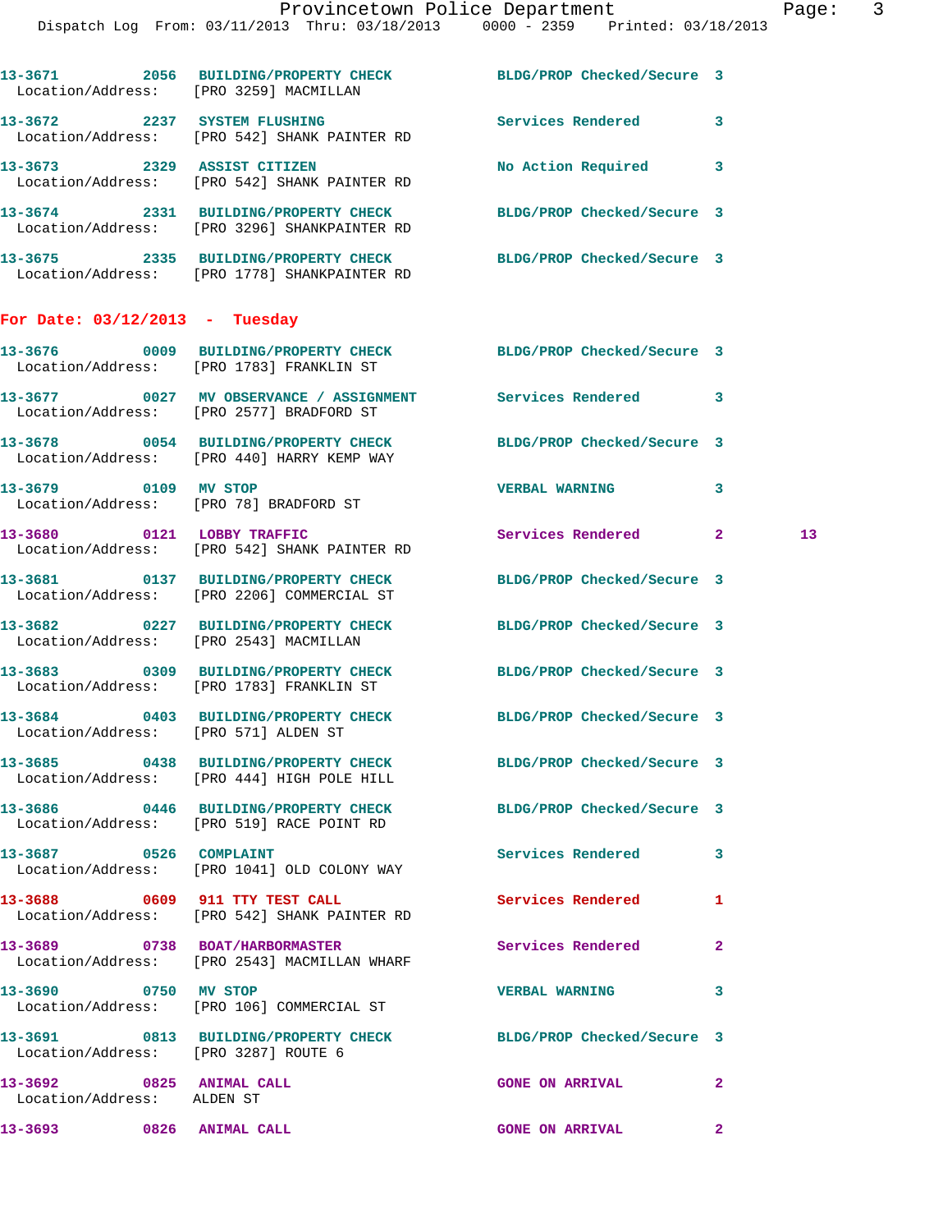13-3671 2056 BUILDING/PROPERTY CHECK BLDG/PROP Checked/Secure 3
Location/Address: [PRO 3259] MACMILLAN

13-3672 2237 SYSTEM FLUSHING Services Rendered 3
Location/Address: [PRO 542] SHANK PAINTER RD

13-3673 2329 ASSIST CITIZEN No Action Required 3
Location/Address: [PRO 542] SHANK PAINTER RD

13-3674 2331 BUILDING/PROPERTY CHECK BLDG/PROP Checked/Secure 3
Location/Address: [PRO 3296] SHANKPAINTER RD

13-3675 2335 BUILDING/PROPERTY CHECK BLDG/PROP Checked/Secure 3
Location/Address: [PRO 1778] SHANKPAINTER RD

## For Date: 03/12/2013 - Tuesday

13-3676 0009 BUILDING/PROPERTY CHECK BLDG/PROP Checked/Secure 3
Location/Address: [PRO 1783] FRANKLIN ST

13-3677 0027 MV OBSERVANCE / ASSIGNMENT Services Rendered 3
Location/Address: [PRO 2577] BRADFORD ST

13-3678 0054 BUILDING/PROPERTY CHECK BLDG/PROP Checked/Secure 3
Location/Address: [PRO 440] HARRY KEMP WAY

13-3679 0109 MV STOP VERBAL WARNING 3
Location/Address: [PRO 78] BRADFORD ST

13-3680 0121 LOBBY TRAFFIC Services Rendered 2 13
Location/Address: [PRO 542] SHANK PAINTER RD

13-3681 0137 BUILDING/PROPERTY CHECK BLDG/PROP Checked/Secure 3
Location/Address: [PRO 2206] COMMERCIAL ST

13-3682 0227 BUILDING/PROPERTY CHECK BLDG/PROP Checked/Secure 3
Location/Address: [PRO 2543] MACMILLAN

13-3683 0309 BUILDING/PROPERTY CHECK BLDG/PROP Checked/Secure 3
Location/Address: [PRO 1783] FRANKLIN ST

13-3684 0403 BUILDING/PROPERTY CHECK BLDG/PROP Checked/Secure 3
Location/Address: [PRO 571] ALDEN ST

13-3685 0438 BUILDING/PROPERTY CHECK BLDG/PROP Checked/Secure 3
Location/Address: [PRO 444] HIGH POLE HILL

13-3686 0446 BUILDING/PROPERTY CHECK BLDG/PROP Checked/Secure 3
Location/Address: [PRO 519] RACE POINT RD

13-3687 0526 COMPLAINT Services Rendered 3
Location/Address: [PRO 1041] OLD COLONY WAY

13-3688 0609 911 TTY TEST CALL Services Rendered 1
Location/Address: [PRO 542] SHANK PAINTER RD

13-3689 0738 BOAT/HARBORMASTER Services Rendered 2
Location/Address: [PRO 2543] MACMILLAN WHARF

13-3690 0750 MV STOP VERBAL WARNING 3
Location/Address: [PRO 106] COMMERCIAL ST

13-3691 0813 BUILDING/PROPERTY CHECK BLDG/PROP Checked/Secure 3
Location/Address: [PRO 3287] ROUTE 6

13-3692 0825 ANIMAL CALL GONE ON ARRIVAL 2
Location/Address: ALDEN ST

13-3693 0826 ANIMAL CALL GONE ON ARRIVAL 2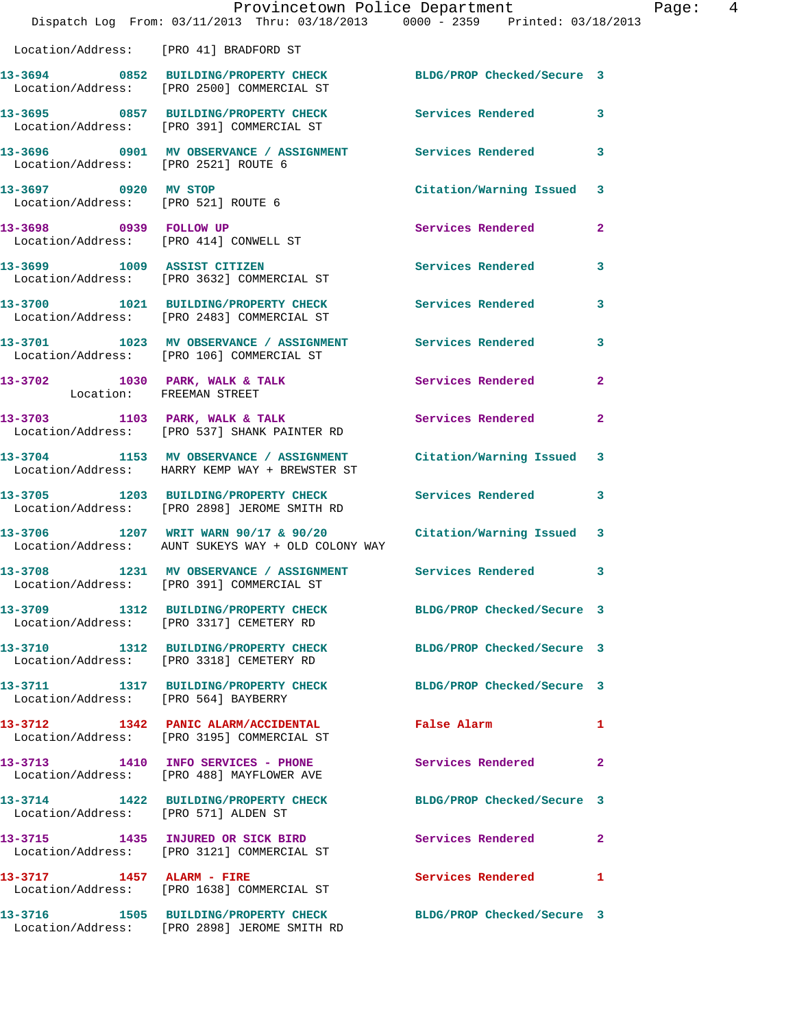Location/Address: [PRO 41] BRADFORD ST

13-3694 0852 BUILDING/PROPERTY CHECK BLDG/PROP Checked/Secure 3
Location/Address: [PRO 2500] COMMERCIAL ST

13-3695 0857 BUILDING/PROPERTY CHECK Services Rendered 3
Location/Address: [PRO 391] COMMERCIAL ST

13-3696 0901 MV OBSERVANCE / ASSIGNMENT Services Rendered 3
Location/Address: [PRO 2521] ROUTE 6

13-3697 0920 MV STOP Citation/Warning Issued 3
Location/Address: [PRO 521] ROUTE 6

13-3698 0939 FOLLOW UP Services Rendered 2
Location/Address: [PRO 414] CONWELL ST

13-3699 1009 ASSIST CITIZEN Services Rendered 3
Location/Address: [PRO 3632] COMMERCIAL ST

13-3700 1021 BUILDING/PROPERTY CHECK Services Rendered 3
Location/Address: [PRO 2483] COMMERCIAL ST

13-3701 1023 MV OBSERVANCE / ASSIGNMENT Services Rendered 3
Location/Address: [PRO 106] COMMERCIAL ST

13-3702 1030 PARK, WALK & TALK Services Rendered 2
Location: FREEMAN STREET

13-3703 1103 PARK, WALK & TALK Services Rendered 2
Location/Address: [PRO 537] SHANK PAINTER RD

13-3704 1153 MV OBSERVANCE / ASSIGNMENT Citation/Warning Issued 3
Location/Address: HARRY KEMP WAY + BREWSTER ST

13-3705 1203 BUILDING/PROPERTY CHECK Services Rendered 3
Location/Address: [PRO 2898] JEROME SMITH RD

13-3706 1207 WRIT WARN 90/17 & 90/20 Citation/Warning Issued 3
Location/Address: AUNT SUKEYS WAY + OLD COLONY WAY

13-3708 1231 MV OBSERVANCE / ASSIGNMENT Services Rendered 3
Location/Address: [PRO 391] COMMERCIAL ST

13-3709 1312 BUILDING/PROPERTY CHECK BLDG/PROP Checked/Secure 3
Location/Address: [PRO 3317] CEMETERY RD

13-3710 1312 BUILDING/PROPERTY CHECK BLDG/PROP Checked/Secure 3
Location/Address: [PRO 3318] CEMETERY RD

13-3711 1317 BUILDING/PROPERTY CHECK BLDG/PROP Checked/Secure 3
Location/Address: [PRO 564] BAYBERRY

13-3712 1342 PANIC ALARM/ACCIDENTAL False Alarm 1
Location/Address: [PRO 3195] COMMERCIAL ST

13-3713 1410 INFO SERVICES - PHONE Services Rendered 2
Location/Address: [PRO 488] MAYFLOWER AVE

13-3714 1422 BUILDING/PROPERTY CHECK BLDG/PROP Checked/Secure 3
Location/Address: [PRO 571] ALDEN ST

13-3715 1435 INJURED OR SICK BIRD Services Rendered 2
Location/Address: [PRO 3121] COMMERCIAL ST

13-3717 1457 ALARM - FIRE Services Rendered 1
Location/Address: [PRO 1638] COMMERCIAL ST

13-3716 1505 BUILDING/PROPERTY CHECK BLDG/PROP Checked/Secure 3
Location/Address: [PRO 2898] JEROME SMITH RD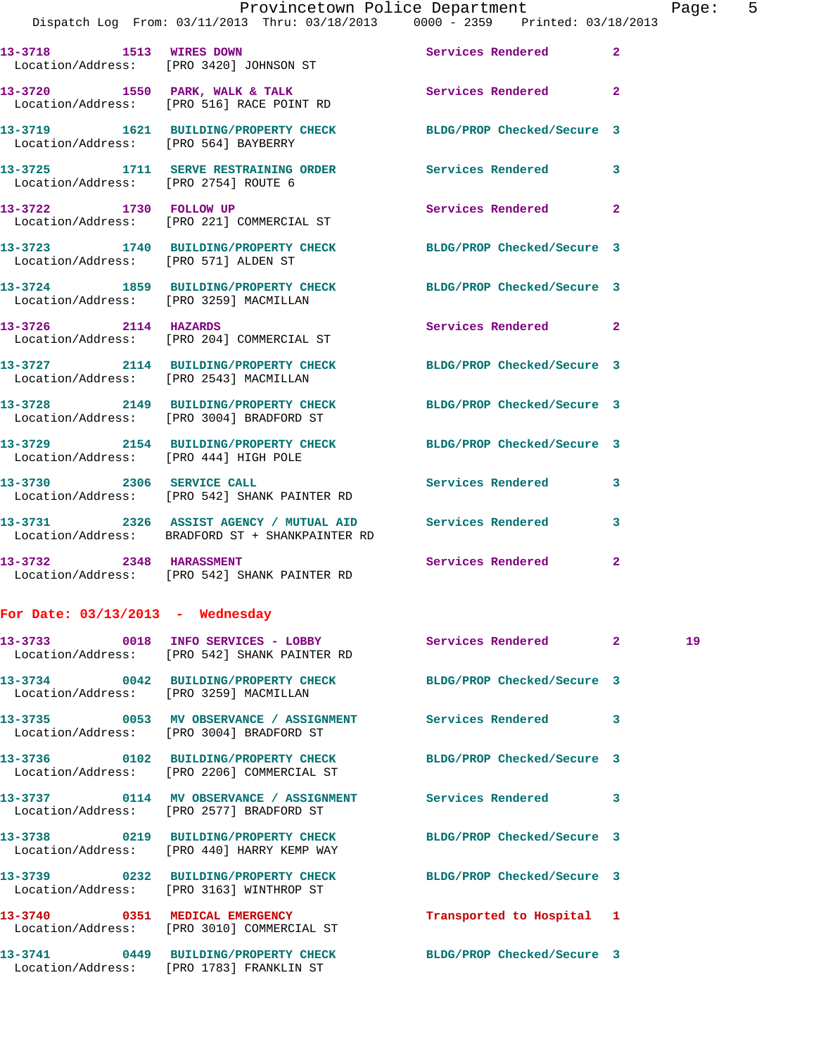13-3718 1513 **WIRES DOWN** Services Rendered 2
Location/Address: [PRO 3420] JOHNSON ST

13-3720 1550 **PARK, WALK & TALK** Services Rendered 2
Location/Address: [PRO 516] RACE POINT RD

13-3719 1621 **BUILDING/PROPERTY CHECK** BLDG/PROP Checked/Secure 3
Location/Address: [PRO 564] BAYBERRY

13-3725 1711 **SERVE RESTRAINING ORDER** Services Rendered 3
Location/Address: [PRO 2754] ROUTE 6

13-3722 1730 **FOLLOW UP** Services Rendered 2
Location/Address: [PRO 221] COMMERCIAL ST

13-3723 1740 **BUILDING/PROPERTY CHECK** BLDG/PROP Checked/Secure 3
Location/Address: [PRO 571] ALDEN ST

13-3724 1859 **BUILDING/PROPERTY CHECK** BLDG/PROP Checked/Secure 3
Location/Address: [PRO 3259] MACMILLAN

13-3726 2114 **HAZARDS** Services Rendered 2
Location/Address: [PRO 204] COMMERCIAL ST

13-3727 2114 **BUILDING/PROPERTY CHECK** BLDG/PROP Checked/Secure 3
Location/Address: [PRO 2543] MACMILLAN

13-3728 2149 **BUILDING/PROPERTY CHECK** BLDG/PROP Checked/Secure 3
Location/Address: [PRO 3004] BRADFORD ST

13-3729 2154 **BUILDING/PROPERTY CHECK** BLDG/PROP Checked/Secure 3
Location/Address: [PRO 444] HIGH POLE

13-3730 2306 **SERVICE CALL** Services Rendered 3
Location/Address: [PRO 542] SHANK PAINTER RD

13-3731 2326 **ASSIST AGENCY / MUTUAL AID** Services Rendered 3
Location/Address: BRADFORD ST + SHANKPAINTER RD

13-3732 2348 **HARASSMENT** Services Rendered 2
Location/Address: [PRO 542] SHANK PAINTER RD

## For Date: 03/13/2013 - Wednesday

13-3733 0018 **INFO SERVICES - LOBBY** Services Rendered 2 19
Location/Address: [PRO 542] SHANK PAINTER RD

13-3734 0042 **BUILDING/PROPERTY CHECK** BLDG/PROP Checked/Secure 3
Location/Address: [PRO 3259] MACMILLAN

13-3735 0053 **MV OBSERVANCE / ASSIGNMENT** Services Rendered 3
Location/Address: [PRO 3004] BRADFORD ST

13-3736 0102 **BUILDING/PROPERTY CHECK** BLDG/PROP Checked/Secure 3
Location/Address: [PRO 2206] COMMERCIAL ST

13-3737 0114 **MV OBSERVANCE / ASSIGNMENT** Services Rendered 3
Location/Address: [PRO 2577] BRADFORD ST

13-3738 0219 **BUILDING/PROPERTY CHECK** BLDG/PROP Checked/Secure 3
Location/Address: [PRO 440] HARRY KEMP WAY

13-3739 0232 **BUILDING/PROPERTY CHECK** BLDG/PROP Checked/Secure 3
Location/Address: [PRO 3163] WINTHROP ST

13-3740 0351 **MEDICAL EMERGENCY** Transported to Hospital 1
Location/Address: [PRO 3010] COMMERCIAL ST

13-3741 0449 **BUILDING/PROPERTY CHECK** BLDG/PROP Checked/Secure 3
Location/Address: [PRO 1783] FRANKLIN ST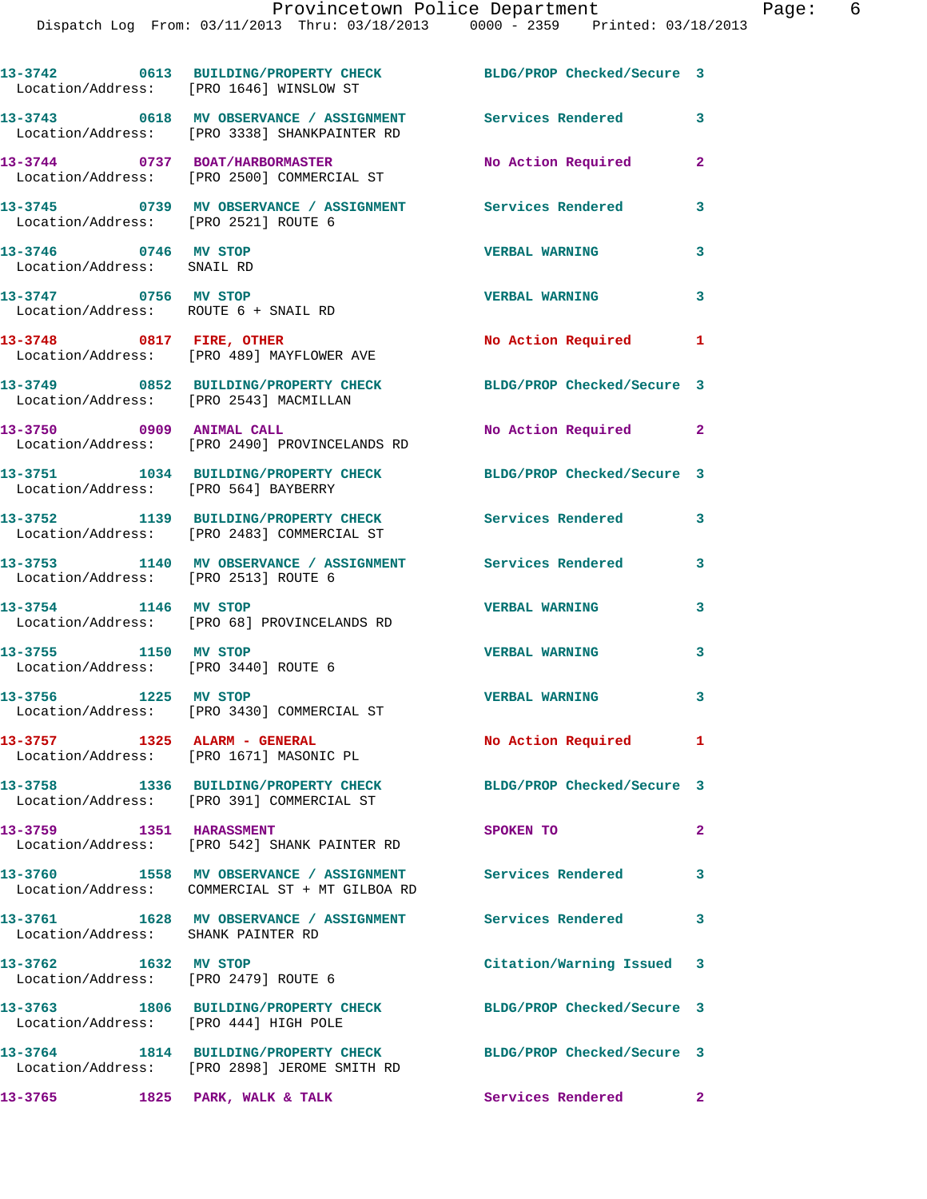Dispatch Log From: 03/11/2013 Thru: 03/18/2013 0000 - 2359 Printed: 03/18/2013

```
13-3742       0613  BUILDING/PROPERTY CHECK         BLDG/PROP Checked/Secure  3
  Location/Address:   [PRO 1646] WINSLOW ST

13-3743       0618  MV OBSERVANCE / ASSIGNMENT      Services Rendered         3
  Location/Address:   [PRO 3338] SHANKPAINTER RD

13-3744       0737  BOAT/HARBORMASTER               No Action Required        2
  Location/Address:   [PRO 2500] COMMERCIAL ST

13-3745       0739  MV OBSERVANCE / ASSIGNMENT      Services Rendered         3
  Location/Address:   [PRO 2521] ROUTE 6

13-3746       0746  MV STOP                         VERBAL WARNING            3
  Location/Address:    SNAIL RD

13-3747       0756  MV STOP                         VERBAL WARNING            3
  Location/Address:    ROUTE 6 + SNAIL RD

13-3748       0817  FIRE, OTHER                     No Action Required        1
  Location/Address:   [PRO 489] MAYFLOWER AVE

13-3749       0852  BUILDING/PROPERTY CHECK         BLDG/PROP Checked/Secure  3
  Location/Address:   [PRO 2543] MACMILLAN

13-3750       0909  ANIMAL CALL                     No Action Required        2
  Location/Address:   [PRO 2490] PROVINCELANDS RD

13-3751       1034  BUILDING/PROPERTY CHECK         BLDG/PROP Checked/Secure  3
  Location/Address:   [PRO 564] BAYBERRY

13-3752       1139  BUILDING/PROPERTY CHECK         Services Rendered         3
  Location/Address:   [PRO 2483] COMMERCIAL ST

13-3753       1140  MV OBSERVANCE / ASSIGNMENT      Services Rendered         3
  Location/Address:   [PRO 2513] ROUTE 6

13-3754       1146  MV STOP                         VERBAL WARNING            3
  Location/Address:   [PRO 68] PROVINCELANDS RD

13-3755       1150  MV STOP                         VERBAL WARNING            3
  Location/Address:   [PRO 3440] ROUTE 6

13-3756       1225  MV STOP                         VERBAL WARNING            3
  Location/Address:   [PRO 3430] COMMERCIAL ST

13-3757       1325  ALARM - GENERAL                 No Action Required        1
  Location/Address:   [PRO 1671] MASONIC PL

13-3758       1336  BUILDING/PROPERTY CHECK         BLDG/PROP Checked/Secure  3
  Location/Address:   [PRO 391] COMMERCIAL ST

13-3759       1351  HARASSMENT                      SPOKEN TO                 2
  Location/Address:   [PRO 542] SHANK PAINTER RD

13-3760       1558  MV OBSERVANCE / ASSIGNMENT      Services Rendered         3
  Location/Address:    COMMERCIAL ST + MT GILBOA RD

13-3761       1628  MV OBSERVANCE / ASSIGNMENT      Services Rendered         3
  Location/Address:    SHANK PAINTER RD

13-3762       1632  MV STOP                         Citation/Warning Issued   3
  Location/Address:   [PRO 2479] ROUTE 6

13-3763       1806  BUILDING/PROPERTY CHECK         BLDG/PROP Checked/Secure  3
  Location/Address:   [PRO 444] HIGH POLE

13-3764       1814  BUILDING/PROPERTY CHECK         BLDG/PROP Checked/Secure  3
  Location/Address:   [PRO 2898] JEROME SMITH RD

13-3765       1825  PARK, WALK & TALK               Services Rendered         2
```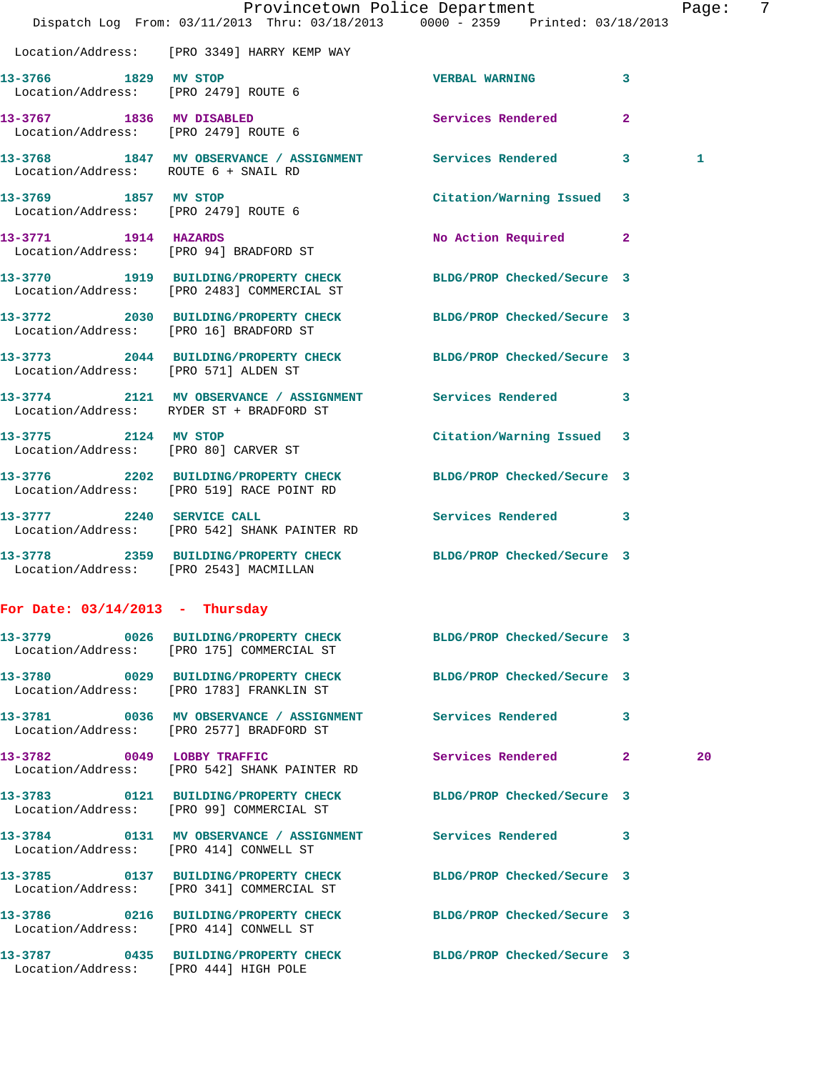Location/Address: [PRO 3349] HARRY KEMP WAY

| Call # | Time | Call Reason | Action | Priority | |
|---|---|---|---|---|---|
| 13-3766 | 1829 | MV STOP | VERBAL WARNING | 3 | |
| | | Location/Address: [PRO 2479] ROUTE 6 | | | |
| 13-3767 | 1836 | MV DISABLED | Services Rendered | 2 | |
| | | Location/Address: [PRO 2479] ROUTE 6 | | | |
| 13-3768 | 1847 | MV OBSERVANCE / ASSIGNMENT | Services Rendered | 3 | 1 |
| | | Location/Address: ROUTE 6 + SNAIL RD | | | |
| 13-3769 | 1857 | MV STOP | Citation/Warning Issued | 3 | |
| | | Location/Address: [PRO 2479] ROUTE 6 | | | |
| 13-3771 | 1914 | HAZARDS | No Action Required | 2 | |
| | | Location/Address: [PRO 94] BRADFORD ST | | | |
| 13-3770 | 1919 | BUILDING/PROPERTY CHECK | BLDG/PROP Checked/Secure | 3 | |
| | | Location/Address: [PRO 2483] COMMERCIAL ST | | | |
| 13-3772 | 2030 | BUILDING/PROPERTY CHECK | BLDG/PROP Checked/Secure | 3 | |
| | | Location/Address: [PRO 16] BRADFORD ST | | | |
| 13-3773 | 2044 | BUILDING/PROPERTY CHECK | BLDG/PROP Checked/Secure | 3 | |
| | | Location/Address: [PRO 571] ALDEN ST | | | |
| 13-3774 | 2121 | MV OBSERVANCE / ASSIGNMENT | Services Rendered | 3 | |
| | | Location/Address: RYDER ST + BRADFORD ST | | | |
| 13-3775 | 2124 | MV STOP | Citation/Warning Issued | 3 | |
| | | Location/Address: [PRO 80] CARVER ST | | | |
| 13-3776 | 2202 | BUILDING/PROPERTY CHECK | BLDG/PROP Checked/Secure | 3 | |
| | | Location/Address: [PRO 519] RACE POINT RD | | | |
| 13-3777 | 2240 | SERVICE CALL | Services Rendered | 3 | |
| | | Location/Address: [PRO 542] SHANK PAINTER RD | | | |
| 13-3778 | 2359 | BUILDING/PROPERTY CHECK | BLDG/PROP Checked/Secure | 3 | |
| | | Location/Address: [PRO 2543] MACMILLAN | | | |

**For Date: 03/14/2013 - Thursday**

| Call # | Time | Call Reason | Action | Priority | |
|---|---|---|---|---|---|
| 13-3779 | 0026 | BUILDING/PROPERTY CHECK | BLDG/PROP Checked/Secure | 3 | |
| | | Location/Address: [PRO 175] COMMERCIAL ST | | | |
| 13-3780 | 0029 | BUILDING/PROPERTY CHECK | BLDG/PROP Checked/Secure | 3 | |
| | | Location/Address: [PRO 1783] FRANKLIN ST | | | |
| 13-3781 | 0036 | MV OBSERVANCE / ASSIGNMENT | Services Rendered | 3 | |
| | | Location/Address: [PRO 2577] BRADFORD ST | | | |
| 13-3782 | 0049 | LOBBY TRAFFIC | Services Rendered | 2 | 20 |
| | | Location/Address: [PRO 542] SHANK PAINTER RD | | | |
| 13-3783 | 0121 | BUILDING/PROPERTY CHECK | BLDG/PROP Checked/Secure | 3 | |
| | | Location/Address: [PRO 99] COMMERCIAL ST | | | |
| 13-3784 | 0131 | MV OBSERVANCE / ASSIGNMENT | Services Rendered | 3 | |
| | | Location/Address: [PRO 414] CONWELL ST | | | |
| 13-3785 | 0137 | BUILDING/PROPERTY CHECK | BLDG/PROP Checked/Secure | 3 | |
| | | Location/Address: [PRO 341] COMMERCIAL ST | | | |
| 13-3786 | 0216 | BUILDING/PROPERTY CHECK | BLDG/PROP Checked/Secure | 3 | |
| | | Location/Address: [PRO 414] CONWELL ST | | | |
| 13-3787 | 0435 | BUILDING/PROPERTY CHECK | BLDG/PROP Checked/Secure | 3 | |
| | | Location/Address: [PRO 444] HIGH POLE | | | |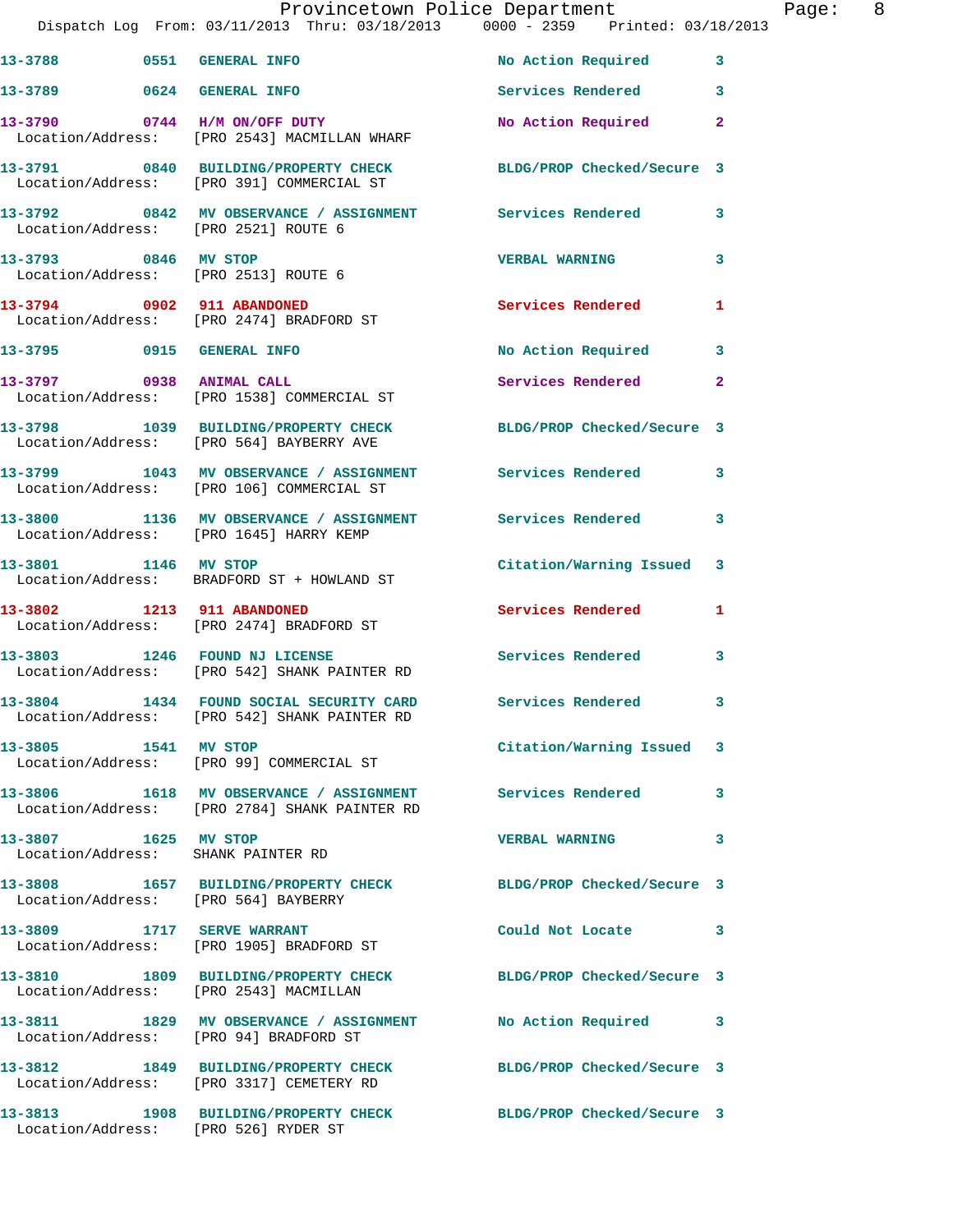13-3788 0551 GENERAL INFO No Action Required 3

13-3789 0624 GENERAL INFO Services Rendered 3

13-3790 0744 H/M ON/OFF DUTY No Action Required 2
Location/Address: [PRO 2543] MACMILLAN WHARF

13-3791 0840 BUILDING/PROPERTY CHECK BLDG/PROP Checked/Secure 3
Location/Address: [PRO 391] COMMERCIAL ST

13-3792 0842 MV OBSERVANCE / ASSIGNMENT Services Rendered 3
Location/Address: [PRO 2521] ROUTE 6

13-3793 0846 MV STOP VERBAL WARNING 3
Location/Address: [PRO 2513] ROUTE 6

13-3794 0902 911 ABANDONED Services Rendered 1
Location/Address: [PRO 2474] BRADFORD ST

13-3795 0915 GENERAL INFO No Action Required 3

13-3797 0938 ANIMAL CALL Services Rendered 2
Location/Address: [PRO 1538] COMMERCIAL ST

13-3798 1039 BUILDING/PROPERTY CHECK BLDG/PROP Checked/Secure 3
Location/Address: [PRO 564] BAYBERRY AVE

13-3799 1043 MV OBSERVANCE / ASSIGNMENT Services Rendered 3
Location/Address: [PRO 106] COMMERCIAL ST

13-3800 1136 MV OBSERVANCE / ASSIGNMENT Services Rendered 3
Location/Address: [PRO 1645] HARRY KEMP

13-3801 1146 MV STOP Citation/Warning Issued 3
Location/Address: BRADFORD ST + HOWLAND ST

13-3802 1213 911 ABANDONED Services Rendered 1
Location/Address: [PRO 2474] BRADFORD ST

13-3803 1246 FOUND NJ LICENSE Services Rendered 3
Location/Address: [PRO 542] SHANK PAINTER RD

13-3804 1434 FOUND SOCIAL SECURITY CARD Services Rendered 3
Location/Address: [PRO 542] SHANK PAINTER RD

13-3805 1541 MV STOP Citation/Warning Issued 3
Location/Address: [PRO 99] COMMERCIAL ST

13-3806 1618 MV OBSERVANCE / ASSIGNMENT Services Rendered 3
Location/Address: [PRO 2784] SHANK PAINTER RD

13-3807 1625 MV STOP VERBAL WARNING 3
Location/Address: SHANK PAINTER RD

13-3808 1657 BUILDING/PROPERTY CHECK BLDG/PROP Checked/Secure 3
Location/Address: [PRO 564] BAYBERRY

13-3809 1717 SERVE WARRANT Could Not Locate 3
Location/Address: [PRO 1905] BRADFORD ST

13-3810 1809 BUILDING/PROPERTY CHECK BLDG/PROP Checked/Secure 3
Location/Address: [PRO 2543] MACMILLAN

13-3811 1829 MV OBSERVANCE / ASSIGNMENT No Action Required 3
Location/Address: [PRO 94] BRADFORD ST

13-3812 1849 BUILDING/PROPERTY CHECK BLDG/PROP Checked/Secure 3
Location/Address: [PRO 3317] CEMETERY RD

13-3813 1908 BUILDING/PROPERTY CHECK BLDG/PROP Checked/Secure 3
Location/Address: [PRO 526] RYDER ST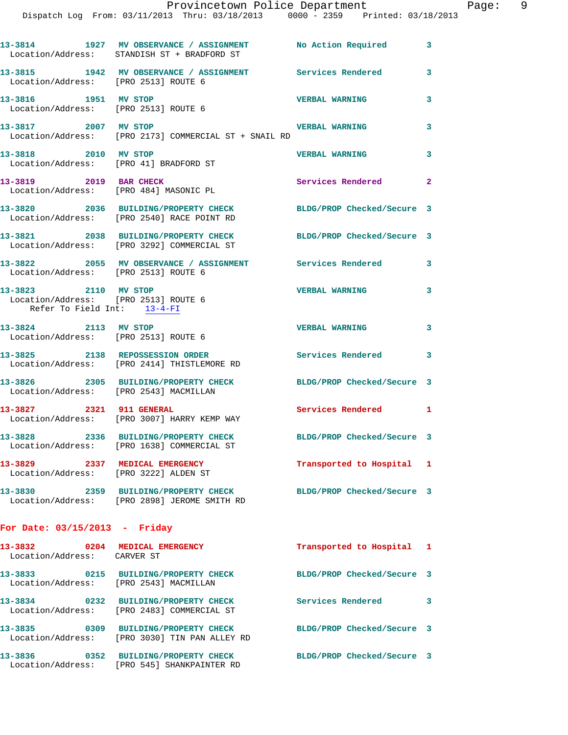13-3814 1927 MV OBSERVANCE / ASSIGNMENT No Action Required 3
Location/Address: STANDISH ST + BRADFORD ST

13-3815 1942 MV OBSERVANCE / ASSIGNMENT Services Rendered 3
Location/Address: [PRO 2513] ROUTE 6

13-3816 1951 MV STOP VERBAL WARNING 3
Location/Address: [PRO 2513] ROUTE 6

13-3817 2007 MV STOP VERBAL WARNING 3
Location/Address: [PRO 2173] COMMERCIAL ST + SNAIL RD

13-3818 2010 MV STOP VERBAL WARNING 3
Location/Address: [PRO 41] BRADFORD ST

13-3819 2019 BAR CHECK Services Rendered 2
Location/Address: [PRO 484] MASONIC PL

13-3820 2036 BUILDING/PROPERTY CHECK BLDG/PROP Checked/Secure 3
Location/Address: [PRO 2540] RACE POINT RD

13-3821 2038 BUILDING/PROPERTY CHECK BLDG/PROP Checked/Secure 3
Location/Address: [PRO 3292] COMMERCIAL ST

13-3822 2055 MV OBSERVANCE / ASSIGNMENT Services Rendered 3
Location/Address: [PRO 2513] ROUTE 6

13-3823 2110 MV STOP VERBAL WARNING 3
Location/Address: [PRO 2513] ROUTE 6
Refer To Field Int: 13-4-FI

13-3824 2113 MV STOP VERBAL WARNING 3
Location/Address: [PRO 2513] ROUTE 6

13-3825 2138 REPOSSESSION ORDER Services Rendered 3
Location/Address: [PRO 2414] THISTLEMORE RD

13-3826 2305 BUILDING/PROPERTY CHECK BLDG/PROP Checked/Secure 3
Location/Address: [PRO 2543] MACMILLAN

13-3827 2321 911 GENERAL Services Rendered 1
Location/Address: [PRO 3007] HARRY KEMP WAY

13-3828 2336 BUILDING/PROPERTY CHECK BLDG/PROP Checked/Secure 3
Location/Address: [PRO 1638] COMMERCIAL ST

13-3829 2337 MEDICAL EMERGENCY Transported to Hospital 1
Location/Address: [PRO 3222] ALDEN ST

13-3830 2359 BUILDING/PROPERTY CHECK BLDG/PROP Checked/Secure 3
Location/Address: [PRO 2898] JEROME SMITH RD

## For Date: 03/15/2013 - Friday

13-3832 0204 MEDICAL EMERGENCY Transported to Hospital 1
Location/Address: CARVER ST

13-3833 0215 BUILDING/PROPERTY CHECK BLDG/PROP Checked/Secure 3
Location/Address: [PRO 2543] MACMILLAN

13-3834 0232 BUILDING/PROPERTY CHECK Services Rendered 3
Location/Address: [PRO 2483] COMMERCIAL ST

13-3835 0309 BUILDING/PROPERTY CHECK BLDG/PROP Checked/Secure 3
Location/Address: [PRO 3030] TIN PAN ALLEY RD

13-3836 0352 BUILDING/PROPERTY CHECK BLDG/PROP Checked/Secure 3
Location/Address: [PRO 545] SHANKPAINTER RD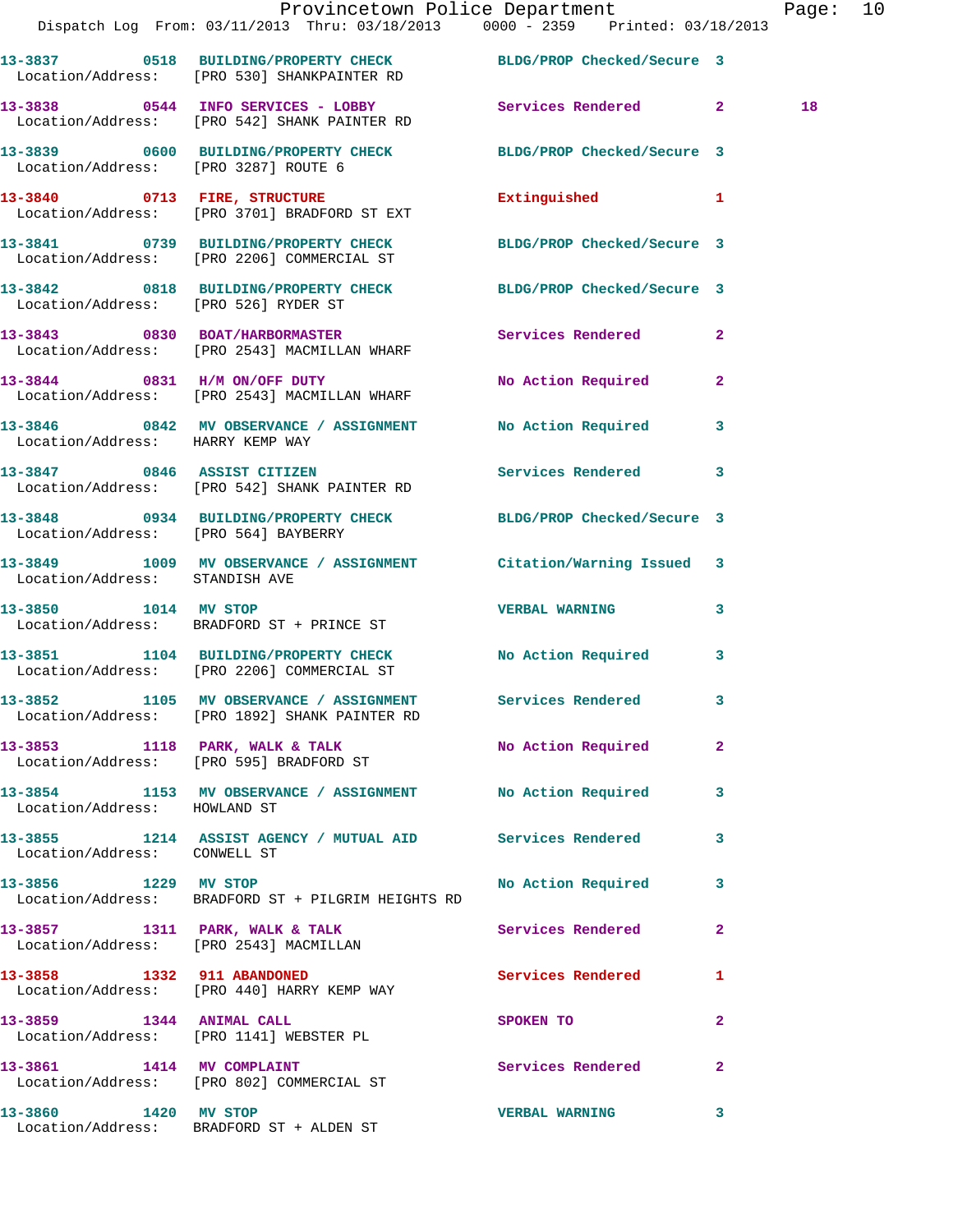13-3837 0518 BUILDING/PROPERTY CHECK BLDG/PROP Checked/Secure 3
Location/Address: [PRO 530] SHANKPAINTER RD

13-3838 0544 INFO SERVICES - LOBBY Services Rendered 2 18
Location/Address: [PRO 542] SHANK PAINTER RD

13-3839 0600 BUILDING/PROPERTY CHECK BLDG/PROP Checked/Secure 3
Location/Address: [PRO 3287] ROUTE 6

13-3840 0713 FIRE, STRUCTURE Extinguished 1
Location/Address: [PRO 3701] BRADFORD ST EXT

13-3841 0739 BUILDING/PROPERTY CHECK BLDG/PROP Checked/Secure 3
Location/Address: [PRO 2206] COMMERCIAL ST

13-3842 0818 BUILDING/PROPERTY CHECK BLDG/PROP Checked/Secure 3
Location/Address: [PRO 526] RYDER ST

13-3843 0830 BOAT/HARBORMASTER Services Rendered 2
Location/Address: [PRO 2543] MACMILLAN WHARF

13-3844 0831 H/M ON/OFF DUTY No Action Required 2
Location/Address: [PRO 2543] MACMILLAN WHARF

13-3846 0842 MV OBSERVANCE / ASSIGNMENT No Action Required 3
Location/Address: HARRY KEMP WAY

13-3847 0846 ASSIST CITIZEN Services Rendered 3
Location/Address: [PRO 542] SHANK PAINTER RD

13-3848 0934 BUILDING/PROPERTY CHECK BLDG/PROP Checked/Secure 3
Location/Address: [PRO 564] BAYBERRY

13-3849 1009 MV OBSERVANCE / ASSIGNMENT Citation/Warning Issued 3
Location/Address: STANDISH AVE

13-3850 1014 MV STOP VERBAL WARNING 3
Location/Address: BRADFORD ST + PRINCE ST

13-3851 1104 BUILDING/PROPERTY CHECK No Action Required 3
Location/Address: [PRO 2206] COMMERCIAL ST

13-3852 1105 MV OBSERVANCE / ASSIGNMENT Services Rendered 3
Location/Address: [PRO 1892] SHANK PAINTER RD

13-3853 1118 PARK, WALK & TALK No Action Required 2
Location/Address: [PRO 595] BRADFORD ST

13-3854 1153 MV OBSERVANCE / ASSIGNMENT No Action Required 3
Location/Address: HOWLAND ST

13-3855 1214 ASSIST AGENCY / MUTUAL AID Services Rendered 3
Location/Address: CONWELL ST

13-3856 1229 MV STOP No Action Required 3
Location/Address: BRADFORD ST + PILGRIM HEIGHTS RD

13-3857 1311 PARK, WALK & TALK Services Rendered 2
Location/Address: [PRO 2543] MACMILLAN

13-3858 1332 911 ABANDONED Services Rendered 1
Location/Address: [PRO 440] HARRY KEMP WAY

13-3859 1344 ANIMAL CALL SPOKEN TO 2
Location/Address: [PRO 1141] WEBSTER PL

13-3861 1414 MV COMPLAINT Services Rendered 2
Location/Address: [PRO 802] COMMERCIAL ST

13-3860 1420 MV STOP VERBAL WARNING 3
Location/Address: BRADFORD ST + ALDEN ST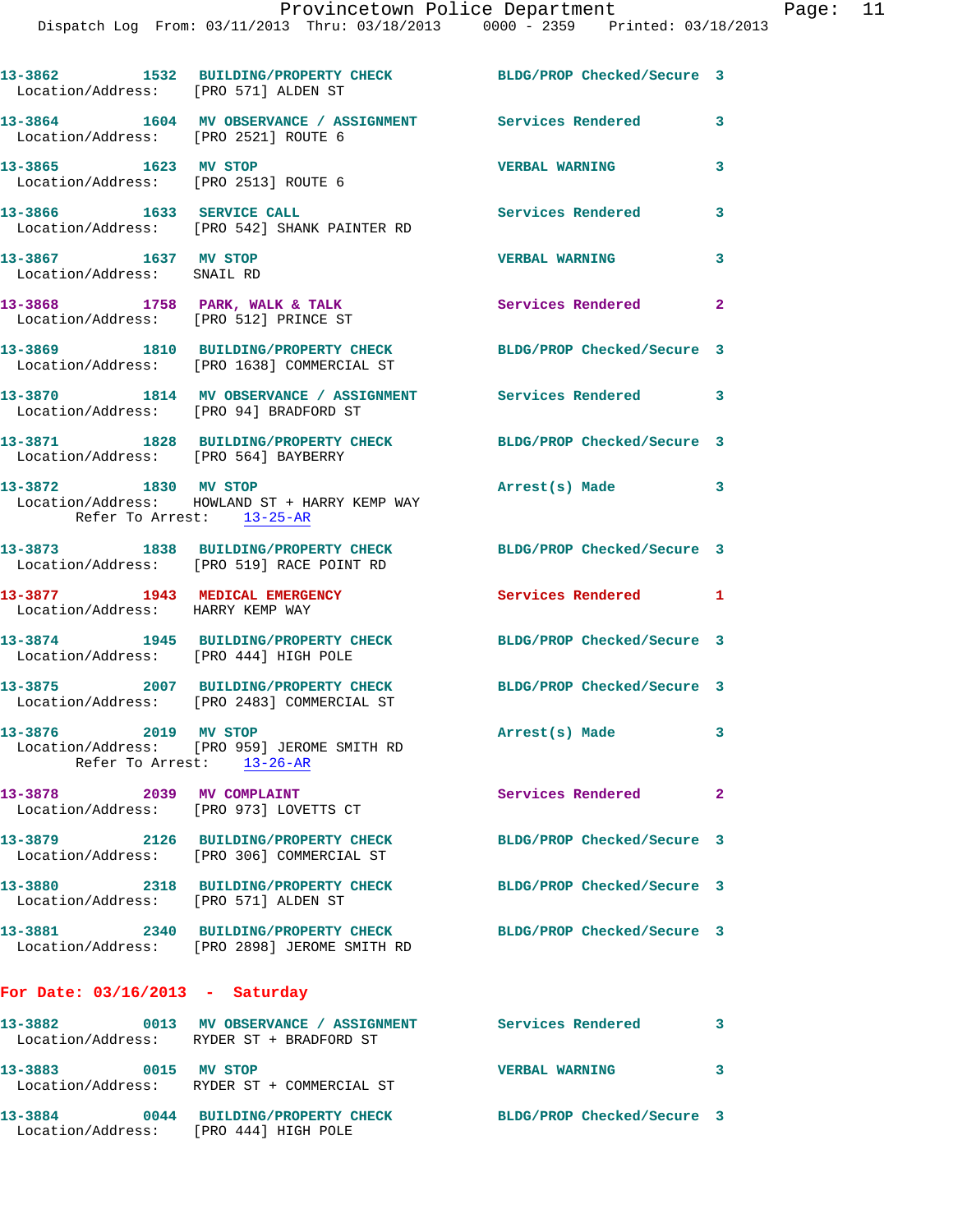13-3862 1532 BUILDING/PROPERTY CHECK BLDG/PROP Checked/Secure 3
Location/Address: [PRO 571] ALDEN ST

13-3864 1604 MV OBSERVANCE / ASSIGNMENT Services Rendered 3
Location/Address: [PRO 2521] ROUTE 6

13-3865 1623 MV STOP VERBAL WARNING 3
Location/Address: [PRO 2513] ROUTE 6

13-3866 1633 SERVICE CALL Services Rendered 3
Location/Address: [PRO 542] SHANK PAINTER RD

13-3867 1637 MV STOP VERBAL WARNING 3
Location/Address: SNAIL RD

13-3868 1758 PARK, WALK & TALK Services Rendered 2
Location/Address: [PRO 512] PRINCE ST

13-3869 1810 BUILDING/PROPERTY CHECK BLDG/PROP Checked/Secure 3
Location/Address: [PRO 1638] COMMERCIAL ST

13-3870 1814 MV OBSERVANCE / ASSIGNMENT Services Rendered 3
Location/Address: [PRO 94] BRADFORD ST

13-3871 1828 BUILDING/PROPERTY CHECK BLDG/PROP Checked/Secure 3
Location/Address: [PRO 564] BAYBERRY

13-3872 1830 MV STOP Arrest(s) Made 3
Location/Address: HOWLAND ST + HARRY KEMP WAY
Refer To Arrest: 13-25-AR

13-3873 1838 BUILDING/PROPERTY CHECK BLDG/PROP Checked/Secure 3
Location/Address: [PRO 519] RACE POINT RD

13-3877 1943 MEDICAL EMERGENCY Services Rendered 1
Location/Address: HARRY KEMP WAY

13-3874 1945 BUILDING/PROPERTY CHECK BLDG/PROP Checked/Secure 3
Location/Address: [PRO 444] HIGH POLE

13-3875 2007 BUILDING/PROPERTY CHECK BLDG/PROP Checked/Secure 3
Location/Address: [PRO 2483] COMMERCIAL ST

13-3876 2019 MV STOP Arrest(s) Made 3
Location/Address: [PRO 959] JEROME SMITH RD
Refer To Arrest: 13-26-AR

13-3878 2039 MV COMPLAINT Services Rendered 2
Location/Address: [PRO 973] LOVETTS CT

13-3879 2126 BUILDING/PROPERTY CHECK BLDG/PROP Checked/Secure 3
Location/Address: [PRO 306] COMMERCIAL ST

13-3880 2318 BUILDING/PROPERTY CHECK BLDG/PROP Checked/Secure 3
Location/Address: [PRO 571] ALDEN ST

13-3881 2340 BUILDING/PROPERTY CHECK BLDG/PROP Checked/Secure 3
Location/Address: [PRO 2898] JEROME SMITH RD

**For Date: 03/16/2013 - Saturday**

13-3882 0013 MV OBSERVANCE / ASSIGNMENT Services Rendered 3
Location/Address: RYDER ST + BRADFORD ST

13-3883 0015 MV STOP VERBAL WARNING 3
Location/Address: RYDER ST + COMMERCIAL ST

13-3884 0044 BUILDING/PROPERTY CHECK BLDG/PROP Checked/Secure 3
Location/Address: [PRO 444] HIGH POLE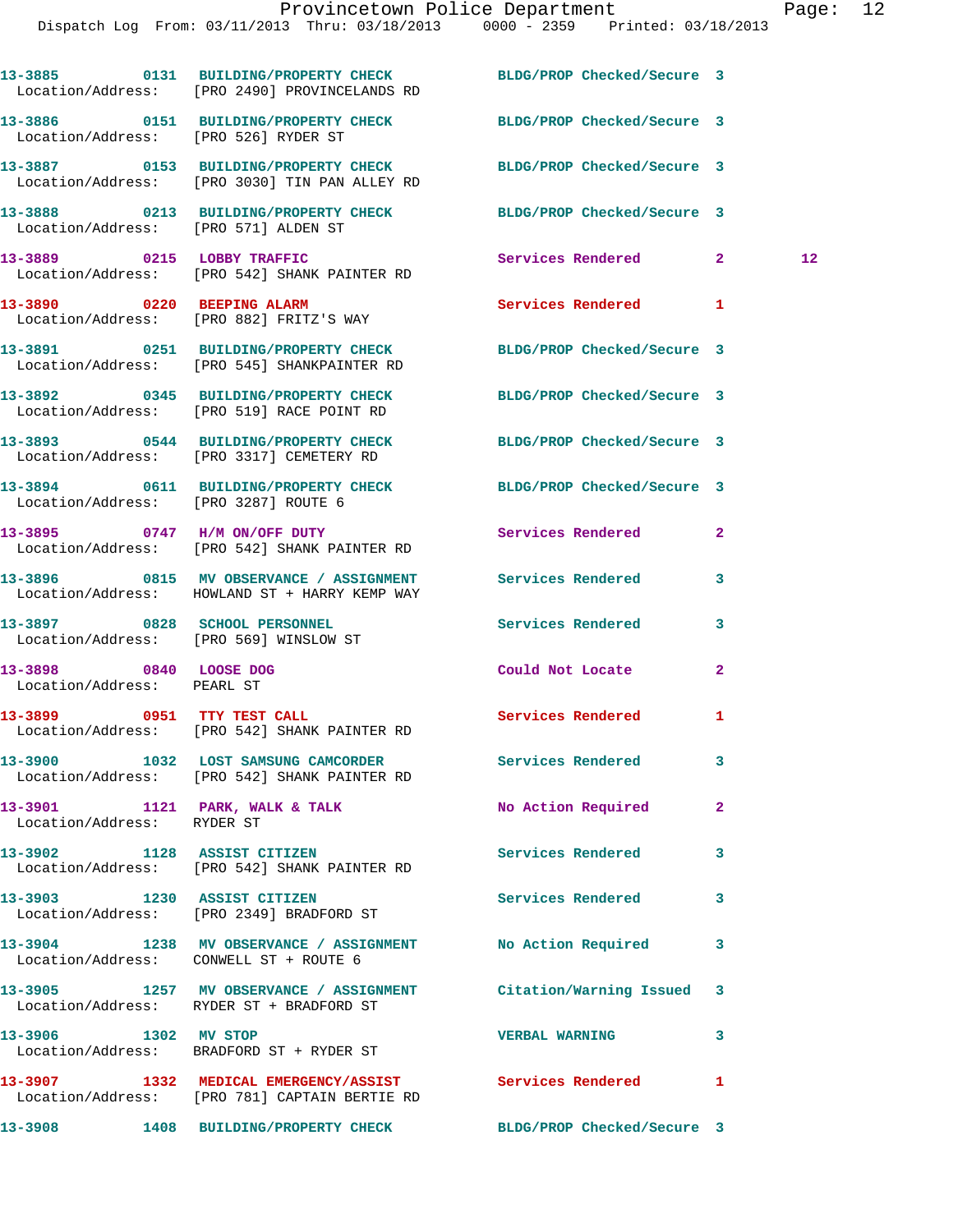13-3885 0131 BUILDING/PROPERTY CHECK BLDG/PROP Checked/Secure 3
Location/Address: [PRO 2490] PROVINCELANDS RD

13-3886 0151 BUILDING/PROPERTY CHECK BLDG/PROP Checked/Secure 3
Location/Address: [PRO 526] RYDER ST

13-3887 0153 BUILDING/PROPERTY CHECK BLDG/PROP Checked/Secure 3
Location/Address: [PRO 3030] TIN PAN ALLEY RD

13-3888 0213 BUILDING/PROPERTY CHECK BLDG/PROP Checked/Secure 3
Location/Address: [PRO 571] ALDEN ST

13-3889 0215 LOBBY TRAFFIC Services Rendered 2 12
Location/Address: [PRO 542] SHANK PAINTER RD

13-3890 0220 BEEPING ALARM Services Rendered 1
Location/Address: [PRO 882] FRITZ'S WAY

13-3891 0251 BUILDING/PROPERTY CHECK BLDG/PROP Checked/Secure 3
Location/Address: [PRO 545] SHANKPAINTER RD

13-3892 0345 BUILDING/PROPERTY CHECK BLDG/PROP Checked/Secure 3
Location/Address: [PRO 519] RACE POINT RD

13-3893 0544 BUILDING/PROPERTY CHECK BLDG/PROP Checked/Secure 3
Location/Address: [PRO 3317] CEMETERY RD

13-3894 0611 BUILDING/PROPERTY CHECK BLDG/PROP Checked/Secure 3
Location/Address: [PRO 3287] ROUTE 6

13-3895 0747 H/M ON/OFF DUTY Services Rendered 2
Location/Address: [PRO 542] SHANK PAINTER RD

13-3896 0815 MV OBSERVANCE / ASSIGNMENT Services Rendered 3
Location/Address: HOWLAND ST + HARRY KEMP WAY

13-3897 0828 SCHOOL PERSONNEL Services Rendered 3
Location/Address: [PRO 569] WINSLOW ST

13-3898 0840 LOOSE DOG Could Not Locate 2
Location/Address: PEARL ST

13-3899 0951 TTY TEST CALL Services Rendered 1
Location/Address: [PRO 542] SHANK PAINTER RD

13-3900 1032 LOST SAMSUNG CAMCORDER Services Rendered 3
Location/Address: [PRO 542] SHANK PAINTER RD

13-3901 1121 PARK, WALK & TALK No Action Required 2
Location/Address: RYDER ST

13-3902 1128 ASSIST CITIZEN Services Rendered 3
Location/Address: [PRO 542] SHANK PAINTER RD

13-3903 1230 ASSIST CITIZEN Services Rendered 3
Location/Address: [PRO 2349] BRADFORD ST

13-3904 1238 MV OBSERVANCE / ASSIGNMENT No Action Required 3
Location/Address: CONWELL ST + ROUTE 6

13-3905 1257 MV OBSERVANCE / ASSIGNMENT Citation/Warning Issued 3
Location/Address: RYDER ST + BRADFORD ST

13-3906 1302 MV STOP VERBAL WARNING 3
Location/Address: BRADFORD ST + RYDER ST

13-3907 1332 MEDICAL EMERGENCY/ASSIST Services Rendered 1
Location/Address: [PRO 781] CAPTAIN BERTIE RD

13-3908 1408 BUILDING/PROPERTY CHECK BLDG/PROP Checked/Secure 3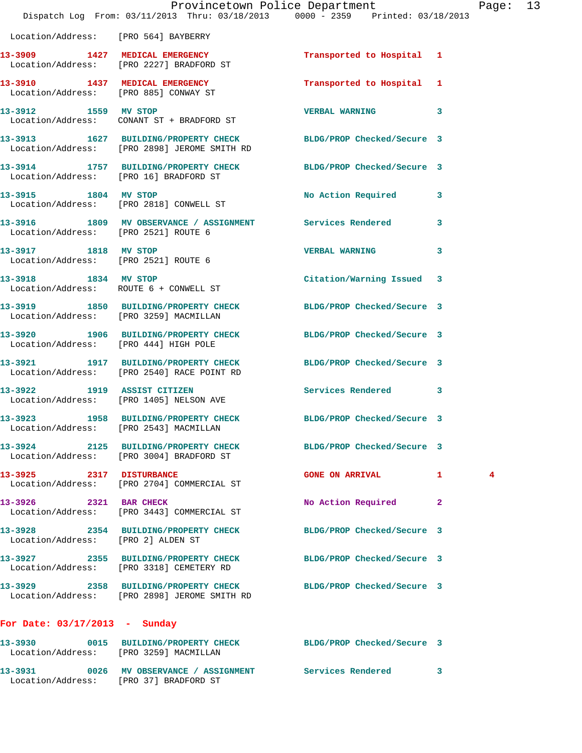Location/Address: [PRO 564] BAYBERRY

13-3909 1427 MEDICAL EMERGENCY Transported to Hospital 1
 Location/Address: [PRO 2227] BRADFORD ST

13-3910 1437 MEDICAL EMERGENCY Transported to Hospital 1
 Location/Address: [PRO 885] CONWAY ST

13-3912 1559 MV STOP VERBAL WARNING 3
 Location/Address: CONANT ST + BRADFORD ST

13-3913 1627 BUILDING/PROPERTY CHECK BLDG/PROP Checked/Secure 3
 Location/Address: [PRO 2898] JEROME SMITH RD

13-3914 1757 BUILDING/PROPERTY CHECK BLDG/PROP Checked/Secure 3
 Location/Address: [PRO 16] BRADFORD ST

13-3915 1804 MV STOP No Action Required 3
 Location/Address: [PRO 2818] CONWELL ST

13-3916 1809 MV OBSERVANCE / ASSIGNMENT Services Rendered 3
 Location/Address: [PRO 2521] ROUTE 6

13-3917 1818 MV STOP VERBAL WARNING 3
 Location/Address: [PRO 2521] ROUTE 6

13-3918 1834 MV STOP Citation/Warning Issued 3
 Location/Address: ROUTE 6 + CONWELL ST

13-3919 1850 BUILDING/PROPERTY CHECK BLDG/PROP Checked/Secure 3
 Location/Address: [PRO 3259] MACMILLAN

13-3920 1906 BUILDING/PROPERTY CHECK BLDG/PROP Checked/Secure 3
 Location/Address: [PRO 444] HIGH POLE

13-3921 1917 BUILDING/PROPERTY CHECK BLDG/PROP Checked/Secure 3
 Location/Address: [PRO 2540] RACE POINT RD

13-3922 1919 ASSIST CITIZEN Services Rendered 3
 Location/Address: [PRO 1405] NELSON AVE

13-3923 1958 BUILDING/PROPERTY CHECK BLDG/PROP Checked/Secure 3
 Location/Address: [PRO 2543] MACMILLAN

13-3924 2125 BUILDING/PROPERTY CHECK BLDG/PROP Checked/Secure 3
 Location/Address: [PRO 3004] BRADFORD ST

13-3925 2317 DISTURBANCE GONE ON ARRIVAL 1 4
 Location/Address: [PRO 2704] COMMERCIAL ST

13-3926 2321 BAR CHECK No Action Required 2
 Location/Address: [PRO 3443] COMMERCIAL ST

13-3928 2354 BUILDING/PROPERTY CHECK BLDG/PROP Checked/Secure 3
 Location/Address: [PRO 2] ALDEN ST

13-3927 2355 BUILDING/PROPERTY CHECK BLDG/PROP Checked/Secure 3
 Location/Address: [PRO 3318] CEMETERY RD

13-3929 2358 BUILDING/PROPERTY CHECK BLDG/PROP Checked/Secure 3
 Location/Address: [PRO 2898] JEROME SMITH RD

**For Date: 03/17/2013 - Sunday**

13-3930 0015 BUILDING/PROPERTY CHECK BLDG/PROP Checked/Secure 3
 Location/Address: [PRO 3259] MACMILLAN

13-3931 0026 MV OBSERVANCE / ASSIGNMENT Services Rendered 3
 Location/Address: [PRO 37] BRADFORD ST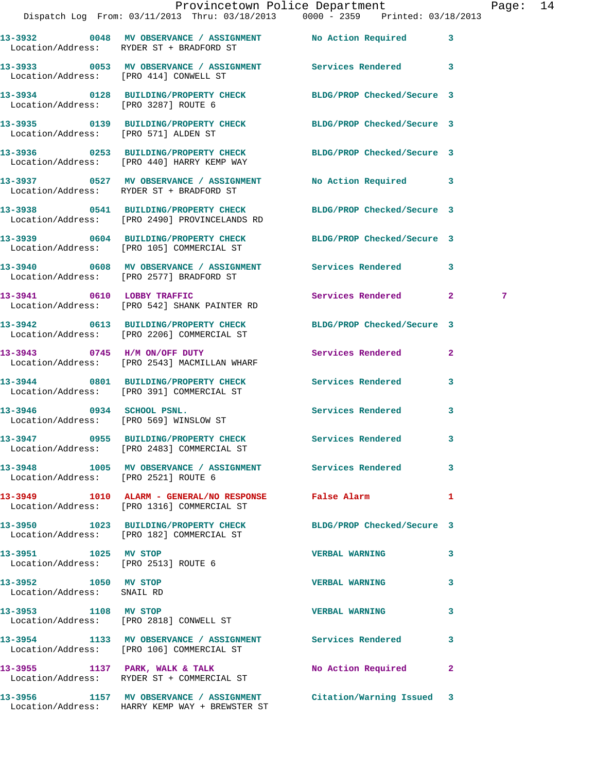| Call # | Time | Call Reason | Action | Priority | |
|---|---|---|---|---|---|
| 13-3932 | 0048 | MV OBSERVANCE / ASSIGNMENT | No Action Required | 3 | |
| Location/Address: | | RYDER ST + BRADFORD ST | | | |
| 13-3933 | 0053 | MV OBSERVANCE / ASSIGNMENT | Services Rendered | 3 | |
| Location/Address: | | [PRO 414] CONWELL ST | | | |
| 13-3934 | 0128 | BUILDING/PROPERTY CHECK | BLDG/PROP Checked/Secure | 3 | |
| Location/Address: | | [PRO 3287] ROUTE 6 | | | |
| 13-3935 | 0139 | BUILDING/PROPERTY CHECK | BLDG/PROP Checked/Secure | 3 | |
| Location/Address: | | [PRO 571] ALDEN ST | | | |
| 13-3936 | 0253 | BUILDING/PROPERTY CHECK | BLDG/PROP Checked/Secure | 3 | |
| Location/Address: | | [PRO 440] HARRY KEMP WAY | | | |
| 13-3937 | 0527 | MV OBSERVANCE / ASSIGNMENT | No Action Required | 3 | |
| Location/Address: | | RYDER ST + BRADFORD ST | | | |
| 13-3938 | 0541 | BUILDING/PROPERTY CHECK | BLDG/PROP Checked/Secure | 3 | |
| Location/Address: | | [PRO 2490] PROVINCELANDS RD | | | |
| 13-3939 | 0604 | BUILDING/PROPERTY CHECK | BLDG/PROP Checked/Secure | 3 | |
| Location/Address: | | [PRO 105] COMMERCIAL ST | | | |
| 13-3940 | 0608 | MV OBSERVANCE / ASSIGNMENT | Services Rendered | 3 | |
| Location/Address: | | [PRO 2577] BRADFORD ST | | | |
| 13-3941 | 0610 | LOBBY TRAFFIC | Services Rendered | 2 | 7 |
| Location/Address: | | [PRO 542] SHANK PAINTER RD | | | |
| 13-3942 | 0613 | BUILDING/PROPERTY CHECK | BLDG/PROP Checked/Secure | 3 | |
| Location/Address: | | [PRO 2206] COMMERCIAL ST | | | |
| 13-3943 | 0745 | H/M ON/OFF DUTY | Services Rendered | 2 | |
| Location/Address: | | [PRO 2543] MACMILLAN WHARF | | | |
| 13-3944 | 0801 | BUILDING/PROPERTY CHECK | Services Rendered | 3 | |
| Location/Address: | | [PRO 391] COMMERCIAL ST | | | |
| 13-3946 | 0934 | SCHOOL PSNL. | Services Rendered | 3 | |
| Location/Address: | | [PRO 569] WINSLOW ST | | | |
| 13-3947 | 0955 | BUILDING/PROPERTY CHECK | Services Rendered | 3 | |
| Location/Address: | | [PRO 2483] COMMERCIAL ST | | | |
| 13-3948 | 1005 | MV OBSERVANCE / ASSIGNMENT | Services Rendered | 3 | |
| Location/Address: | | [PRO 2521] ROUTE 6 | | | |
| 13-3949 | 1010 | ALARM - GENERAL/NO RESPONSE | False Alarm | 1 | |
| Location/Address: | | [PRO 1316] COMMERCIAL ST | | | |
| 13-3950 | 1023 | BUILDING/PROPERTY CHECK | BLDG/PROP Checked/Secure | 3 | |
| Location/Address: | | [PRO 182] COMMERCIAL ST | | | |
| 13-3951 | 1025 | MV STOP | VERBAL WARNING | 3 | |
| Location/Address: | | [PRO 2513] ROUTE 6 | | | |
| 13-3952 | 1050 | MV STOP | VERBAL WARNING | 3 | |
| Location/Address: | | SNAIL RD | | | |
| 13-3953 | 1108 | MV STOP | VERBAL WARNING | 3 | |
| Location/Address: | | [PRO 2818] CONWELL ST | | | |
| 13-3954 | 1133 | MV OBSERVANCE / ASSIGNMENT | Services Rendered | 3 | |
| Location/Address: | | [PRO 106] COMMERCIAL ST | | | |
| 13-3955 | 1137 | PARK, WALK & TALK | No Action Required | 2 | |
| Location/Address: | | RYDER ST + COMMERCIAL ST | | | |
| 13-3956 | 1157 | MV OBSERVANCE / ASSIGNMENT | Citation/Warning Issued | 3 | |
| Location/Address: | | HARRY KEMP WAY + BREWSTER ST | | | |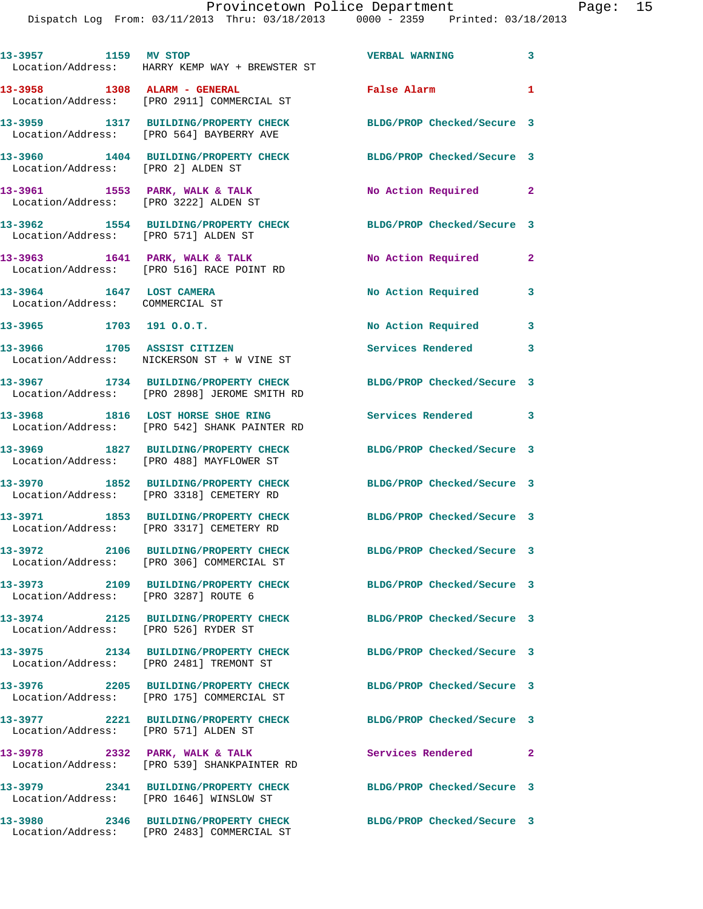| Call Number | Time | Call Reason | Action | Priority |
|---|---|---|---|---|
| 13-3957 | 1159 | MV STOP | VERBAL WARNING | 3 |
| Location/Address: HARRY KEMP WAY + BREWSTER ST | | | | |
| 13-3958 | 1308 | ALARM - GENERAL | False Alarm | 1 |
| Location/Address: [PRO 2911] COMMERCIAL ST | | | | |
| 13-3959 | 1317 | BUILDING/PROPERTY CHECK | BLDG/PROP Checked/Secure | 3 |
| Location/Address: [PRO 564] BAYBERRY AVE | | | | |
| 13-3960 | 1404 | BUILDING/PROPERTY CHECK | BLDG/PROP Checked/Secure | 3 |
| Location/Address: [PRO 2] ALDEN ST | | | | |
| 13-3961 | 1553 | PARK, WALK & TALK | No Action Required | 2 |
| Location/Address: [PRO 3222] ALDEN ST | | | | |
| 13-3962 | 1554 | BUILDING/PROPERTY CHECK | BLDG/PROP Checked/Secure | 3 |
| Location/Address: [PRO 571] ALDEN ST | | | | |
| 13-3963 | 1641 | PARK, WALK & TALK | No Action Required | 2 |
| Location/Address: [PRO 516] RACE POINT RD | | | | |
| 13-3964 | 1647 | LOST CAMERA | No Action Required | 3 |
| Location/Address: COMMERCIAL ST | | | | |
| 13-3965 | 1703 | 191 O.O.T. | No Action Required | 3 |
| 13-3966 | 1705 | ASSIST CITIZEN | Services Rendered | 3 |
| Location/Address: NICKERSON ST + W VINE ST | | | | |
| 13-3967 | 1734 | BUILDING/PROPERTY CHECK | BLDG/PROP Checked/Secure | 3 |
| Location/Address: [PRO 2898] JEROME SMITH RD | | | | |
| 13-3968 | 1816 | LOST HORSE SHOE RING | Services Rendered | 3 |
| Location/Address: [PRO 542] SHANK PAINTER RD | | | | |
| 13-3969 | 1827 | BUILDING/PROPERTY CHECK | BLDG/PROP Checked/Secure | 3 |
| Location/Address: [PRO 488] MAYFLOWER ST | | | | |
| 13-3970 | 1852 | BUILDING/PROPERTY CHECK | BLDG/PROP Checked/Secure | 3 |
| Location/Address: [PRO 3318] CEMETERY RD | | | | |
| 13-3971 | 1853 | BUILDING/PROPERTY CHECK | BLDG/PROP Checked/Secure | 3 |
| Location/Address: [PRO 3317] CEMETERY RD | | | | |
| 13-3972 | 2106 | BUILDING/PROPERTY CHECK | BLDG/PROP Checked/Secure | 3 |
| Location/Address: [PRO 306] COMMERCIAL ST | | | | |
| 13-3973 | 2109 | BUILDING/PROPERTY CHECK | BLDG/PROP Checked/Secure | 3 |
| Location/Address: [PRO 3287] ROUTE 6 | | | | |
| 13-3974 | 2125 | BUILDING/PROPERTY CHECK | BLDG/PROP Checked/Secure | 3 |
| Location/Address: [PRO 526] RYDER ST | | | | |
| 13-3975 | 2134 | BUILDING/PROPERTY CHECK | BLDG/PROP Checked/Secure | 3 |
| Location/Address: [PRO 2481] TREMONT ST | | | | |
| 13-3976 | 2205 | BUILDING/PROPERTY CHECK | BLDG/PROP Checked/Secure | 3 |
| Location/Address: [PRO 175] COMMERCIAL ST | | | | |
| 13-3977 | 2221 | BUILDING/PROPERTY CHECK | BLDG/PROP Checked/Secure | 3 |
| Location/Address: [PRO 571] ALDEN ST | | | | |
| 13-3978 | 2332 | PARK, WALK & TALK | Services Rendered | 2 |
| Location/Address: [PRO 539] SHANKPAINTER RD | | | | |
| 13-3979 | 2341 | BUILDING/PROPERTY CHECK | BLDG/PROP Checked/Secure | 3 |
| Location/Address: [PRO 1646] WINSLOW ST | | | | |
| 13-3980 | 2346 | BUILDING/PROPERTY CHECK | BLDG/PROP Checked/Secure | 3 |
| Location/Address: [PRO 2483] COMMERCIAL ST | | | | |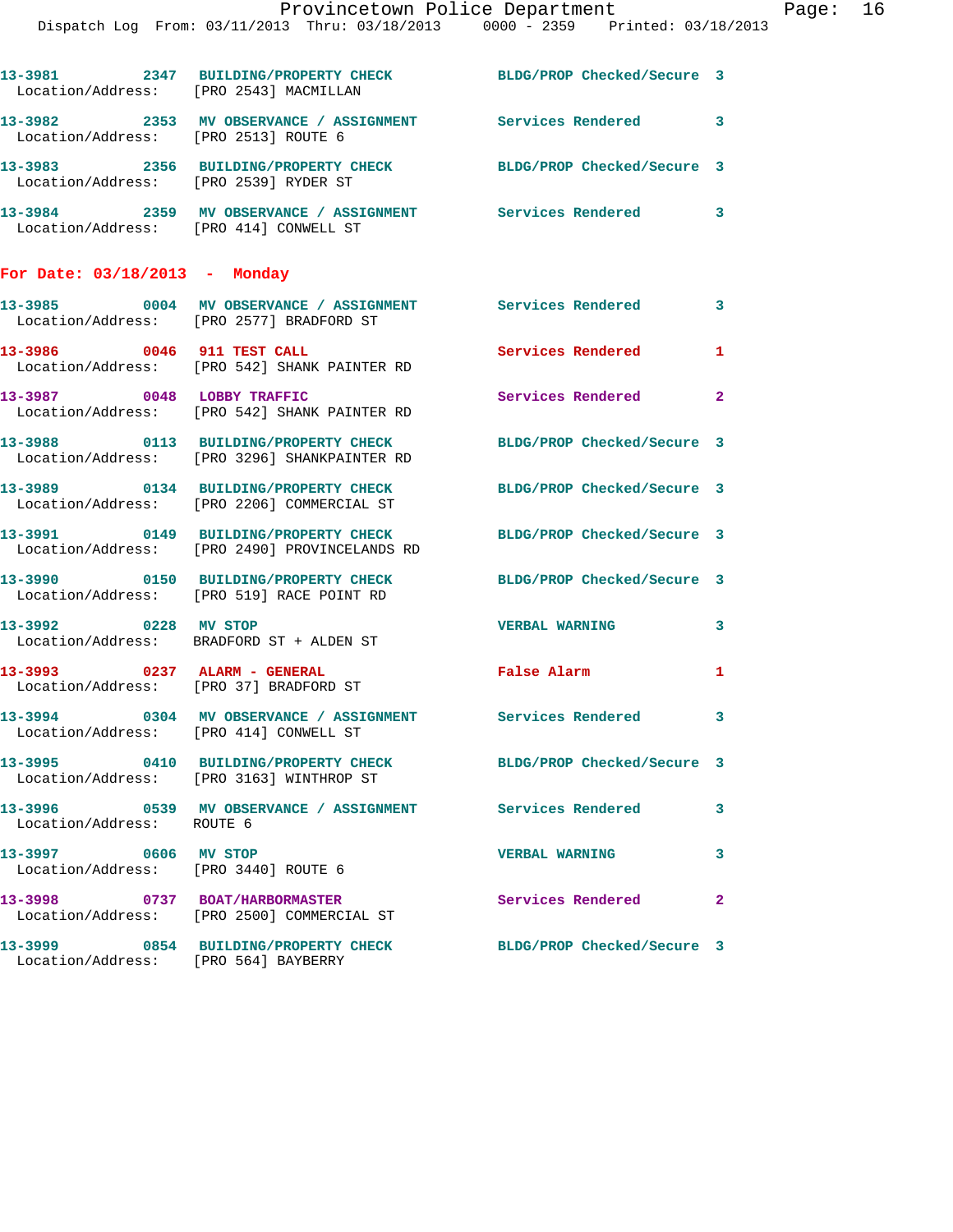13-3981 2347 BUILDING/PROPERTY CHECK BLDG/PROP Checked/Secure 3
Location/Address: [PRO 2543] MACMILLAN

13-3982 2353 MV OBSERVANCE / ASSIGNMENT Services Rendered 3
Location/Address: [PRO 2513] ROUTE 6

13-3983 2356 BUILDING/PROPERTY CHECK BLDG/PROP Checked/Secure 3
Location/Address: [PRO 2539] RYDER ST

13-3984 2359 MV OBSERVANCE / ASSIGNMENT Services Rendered 3
Location/Address: [PRO 414] CONWELL ST

**For Date: 03/18/2013 - Monday**

13-3985 0004 MV OBSERVANCE / ASSIGNMENT Services Rendered 3
Location/Address: [PRO 2577] BRADFORD ST

13-3986 0046 911 TEST CALL Services Rendered 1
Location/Address: [PRO 542] SHANK PAINTER RD

13-3987 0048 LOBBY TRAFFIC Services Rendered 2
Location/Address: [PRO 542] SHANK PAINTER RD

13-3988 0113 BUILDING/PROPERTY CHECK BLDG/PROP Checked/Secure 3
Location/Address: [PRO 3296] SHANKPAINTER RD

13-3989 0134 BUILDING/PROPERTY CHECK BLDG/PROP Checked/Secure 3
Location/Address: [PRO 2206] COMMERCIAL ST

13-3991 0149 BUILDING/PROPERTY CHECK BLDG/PROP Checked/Secure 3
Location/Address: [PRO 2490] PROVINCELANDS RD

13-3990 0150 BUILDING/PROPERTY CHECK BLDG/PROP Checked/Secure 3
Location/Address: [PRO 519] RACE POINT RD

13-3992 0228 MV STOP VERBAL WARNING 3
Location/Address: BRADFORD ST + ALDEN ST

13-3993 0237 ALARM - GENERAL False Alarm 1
Location/Address: [PRO 37] BRADFORD ST

13-3994 0304 MV OBSERVANCE / ASSIGNMENT Services Rendered 3
Location/Address: [PRO 414] CONWELL ST

13-3995 0410 BUILDING/PROPERTY CHECK BLDG/PROP Checked/Secure 3
Location/Address: [PRO 3163] WINTHROP ST

13-3996 0539 MV OBSERVANCE / ASSIGNMENT Services Rendered 3
Location/Address: ROUTE 6

13-3997 0606 MV STOP VERBAL WARNING 3
Location/Address: [PRO 3440] ROUTE 6

13-3998 0737 BOAT/HARBORMASTER Services Rendered 2
Location/Address: [PRO 2500] COMMERCIAL ST

13-3999 0854 BUILDING/PROPERTY CHECK BLDG/PROP Checked/Secure 3
Location/Address: [PRO 564] BAYBERRY